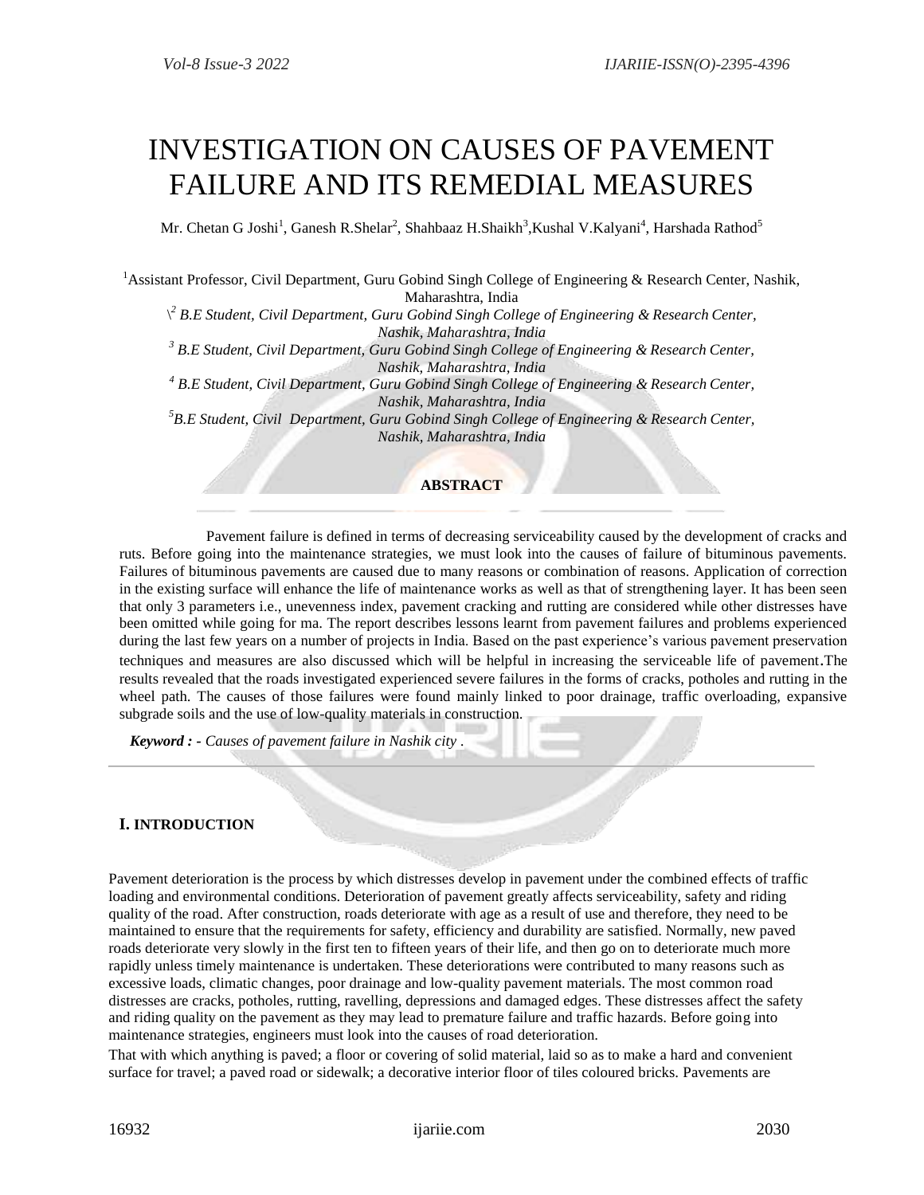# INVESTIGATION ON CAUSES OF PAVEMENT FAILURE AND ITS REMEDIAL MEASURES

Mr. Chetan G Joshi[1], Ganesh R.Shelar[2], Shahbaaz H.Shaikh[3],Kushal V.Kalyani[4], Harshada Rathod[5]

[1]Assistant Professor, Civil Department, Guru Gobind Singh College of Engineering & Research Center, Nashik, Maharashtra, India

*\[2] B.E Student, Civil Department, Guru Gobind Singh College of Engineering & Research Center, Nashik, Maharashtra, India*

*[3] B.E Student, Civil Department, Guru Gobind Singh College of Engineering & Research Center, Nashik, Maharashtra, India*

*[4] B.E Student, Civil Department, Guru Gobind Singh College of Engineering & Research Center, Nashik, Maharashtra, India*

*[5]B.E Student, Civil Department, Guru Gobind Singh College of Engineering & Research Center, Nashik, Maharashtra, India*

**ABSTRACT**

Pavement failure is defined in terms of decreasing serviceability caused by the development of cracks and ruts. Before going into the maintenance strategies, we must look into the causes of failure of bituminous pavements. Failures of bituminous pavements are caused due to many reasons or combination of reasons. Application of correction in the existing surface will enhance the life of maintenance works as well as that of strengthening layer. It has been seen that only 3 parameters i.e., unevenness index, pavement cracking and rutting are considered while other distresses have been omitted while going for ma. The report describes lessons learnt from pavement failures and problems experienced during the last few years on a number of projects in India. Based on the past experience's various pavement preservation techniques and measures are also discussed which will be helpful in increasing the serviceable life of pavement.The results revealed that the roads investigated experienced severe failures in the forms of cracks, potholes and rutting in the wheel path. The causes of those failures were found mainly linked to poor drainage, traffic overloading, expansive subgrade soils and the use of low-quality materials in construction.

***Keyword :*** *- Causes of pavement failure in Nashik city .*

## I. INTRODUCTION

Pavement deterioration is the process by which distresses develop in pavement under the combined effects of traffic loading and environmental conditions. Deterioration of pavement greatly affects serviceability, safety and riding quality of the road. After construction, roads deteriorate with age as a result of use and therefore, they need to be maintained to ensure that the requirements for safety, efficiency and durability are satisfied. Normally, new paved roads deteriorate very slowly in the first ten to fifteen years of their life, and then go on to deteriorate much more rapidly unless timely maintenance is undertaken. These deteriorations were contributed to many reasons such as excessive loads, climatic changes, poor drainage and low-quality pavement materials. The most common road distresses are cracks, potholes, rutting, ravelling, depressions and damaged edges. These distresses affect the safety and riding quality on the pavement as they may lead to premature failure and traffic hazards. Before going into maintenance strategies, engineers must look into the causes of road deterioration.

That with which anything is paved; a floor or covering of solid material, laid so as to make a hard and convenient surface for travel; a paved road or sidewalk; a decorative interior floor of tiles coloured bricks. Pavements are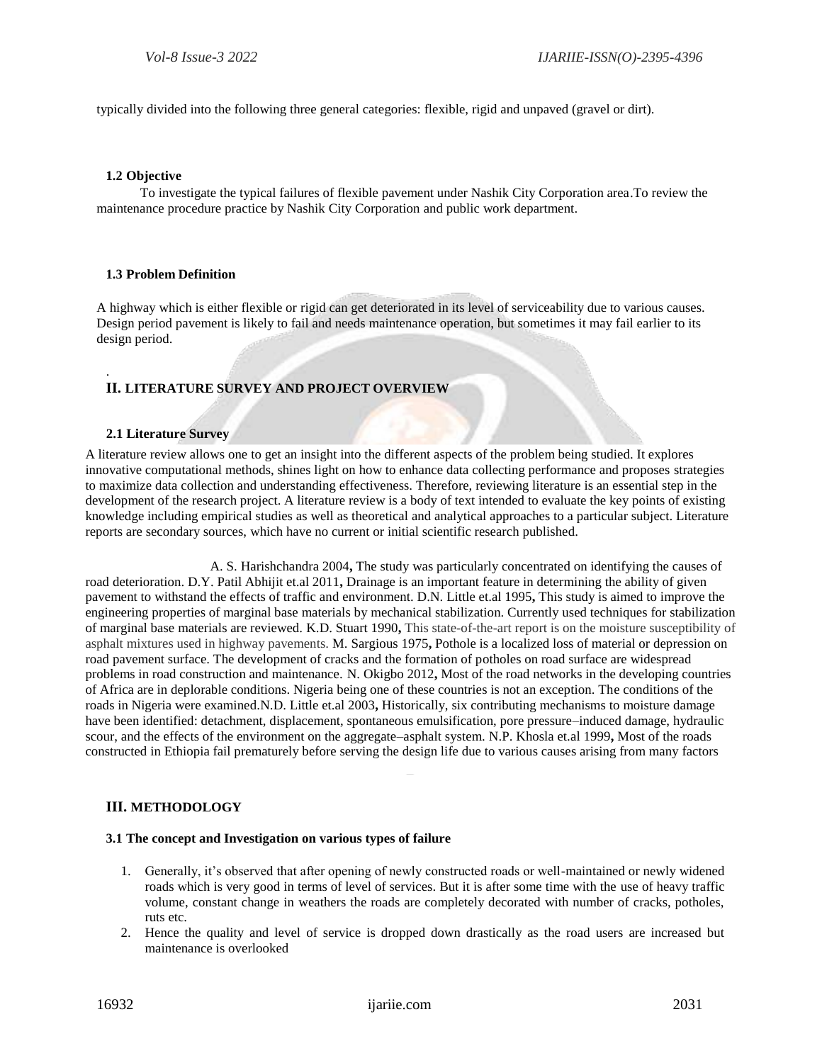typically divided into the following three general categories: flexible, rigid and unpaved (gravel or dirt).

### 1.2 Objective

To investigate the typical failures of flexible pavement under Nashik City Corporation area.To review the maintenance procedure practice by Nashik City Corporation and public work department.

### 1.3 Problem Definition

A highway which is either flexible or rigid can get deteriorated in its level of serviceability due to various causes. Design period pavement is likely to fail and needs maintenance operation, but sometimes it may fail earlier to its design period.

.

## II. LITERATURE SURVEY AND PROJECT OVERVIEW

### 2.1 Literature Survey

A literature review allows one to get an insight into the different aspects of the problem being studied. It explores innovative computational methods, shines light on how to enhance data collecting performance and proposes strategies to maximize data collection and understanding effectiveness. Therefore, reviewing literature is an essential step in the development of the research project. A literature review is a body of text intended to evaluate the key points of existing knowledge including empirical studies as well as theoretical and analytical approaches to a particular subject. Literature reports are secondary sources, which have no current or initial scientific research published.

A. S. Harishchandra 2004**,** The study was particularly concentrated on identifying the causes of road deterioration. D.Y. Patil Abhijit et.al 2011**,** Drainage is an important feature in determining the ability of given pavement to withstand the effects of traffic and environment. D.N. Little et.al 1995**,** This study is aimed to improve the engineering properties of marginal base materials by mechanical stabilization. Currently used techniques for stabilization of marginal base materials are reviewed. K.D. Stuart 1990**,** This state-of-the-art report is on the moisture susceptibility of asphalt mixtures used in highway pavements. M. Sargious 1975**,** Pothole is a localized loss of material or depression on road pavement surface. The development of cracks and the formation of potholes on road surface are widespread problems in road construction and maintenance. N. Okigbo 2012**,** Most of the road networks in the developing countries of Africa are in deplorable conditions. Nigeria being one of these countries is not an exception. The conditions of the roads in Nigeria were examined.N.D. Little et.al 2003**,** Historically, six contributing mechanisms to moisture damage have been identified: detachment, displacement, spontaneous emulsification, pore pressure–induced damage, hydraulic scour, and the effects of the environment on the aggregate–asphalt system. N.P. Khosla et.al 1999**,** Most of the roads constructed in Ethiopia fail prematurely before serving the design life due to various causes arising from many factors

## III. METHODOLOGY

### 3.1 The concept and Investigation on various types of failure

1. Generally, it's observed that after opening of newly constructed roads or well-maintained or newly widened roads which is very good in terms of level of services. But it is after some time with the use of heavy traffic volume, constant change in weathers the roads are completely decorated with number of cracks, potholes, ruts etc.
2. Hence the quality and level of service is dropped down drastically as the road users are increased but maintenance is overlooked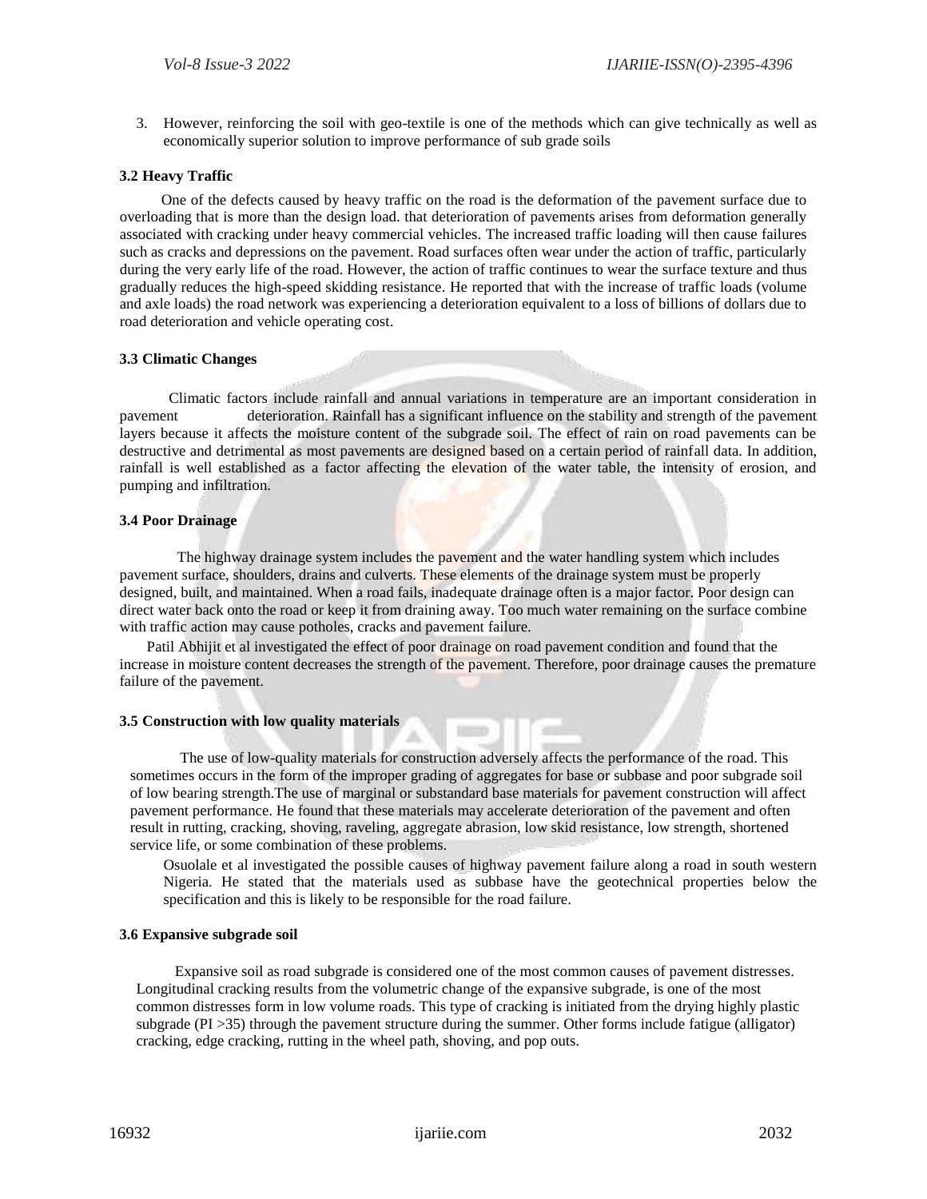3. However, reinforcing the soil with geo-textile is one of the methods which can give technically as well as economically superior solution to improve performance of sub grade soils

### 3.2 Heavy Traffic

One of the defects caused by heavy traffic on the road is the deformation of the pavement surface due to overloading that is more than the design load. that deterioration of pavements arises from deformation generally associated with cracking under heavy commercial vehicles. The increased traffic loading will then cause failures such as cracks and depressions on the pavement. Road surfaces often wear under the action of traffic, particularly during the very early life of the road. However, the action of traffic continues to wear the surface texture and thus gradually reduces the high-speed skidding resistance. He reported that with the increase of traffic loads (volume and axle loads) the road network was experiencing a deterioration equivalent to a loss of billions of dollars due to road deterioration and vehicle operating cost.

### 3.3 Climatic Changes

Climatic factors include rainfall and annual variations in temperature are an important consideration in pavement deterioration. Rainfall has a significant influence on the stability and strength of the pavement layers because it affects the moisture content of the subgrade soil. The effect of rain on road pavements can be destructive and detrimental as most pavements are designed based on a certain period of rainfall data. In addition, rainfall is well established as a factor affecting the elevation of the water table, the intensity of erosion, and pumping and infiltration.

### 3.4 Poor Drainage

The highway drainage system includes the pavement and the water handling system which includes pavement surface, shoulders, drains and culverts. These elements of the drainage system must be properly designed, built, and maintained. When a road fails, inadequate drainage often is a major factor. Poor design can direct water back onto the road or keep it from draining away. Too much water remaining on the surface combine with traffic action may cause potholes, cracks and pavement failure.

Patil Abhijit et al investigated the effect of poor drainage on road pavement condition and found that the increase in moisture content decreases the strength of the pavement. Therefore, poor drainage causes the premature failure of the pavement.

### 3.5 Construction with low quality materials

The use of low-quality materials for construction adversely affects the performance of the road. This sometimes occurs in the form of the improper grading of aggregates for base or subbase and poor subgrade soil of low bearing strength.The use of marginal or substandard base materials for pavement construction will affect pavement performance. He found that these materials may accelerate deterioration of the pavement and often result in rutting, cracking, shoving, raveling, aggregate abrasion, low skid resistance, low strength, shortened service life, or some combination of these problems.

Osuolale et al investigated the possible causes of highway pavement failure along a road in south western Nigeria. He stated that the materials used as subbase have the geotechnical properties below the specification and this is likely to be responsible for the road failure.

### 3.6 Expansive subgrade soil

Expansive soil as road subgrade is considered one of the most common causes of pavement distresses. Longitudinal cracking results from the volumetric change of the expansive subgrade, is one of the most common distresses form in low volume roads. This type of cracking is initiated from the drying highly plastic subgrade (PI >35) through the pavement structure during the summer. Other forms include fatigue (alligator) cracking, edge cracking, rutting in the wheel path, shoving, and pop outs.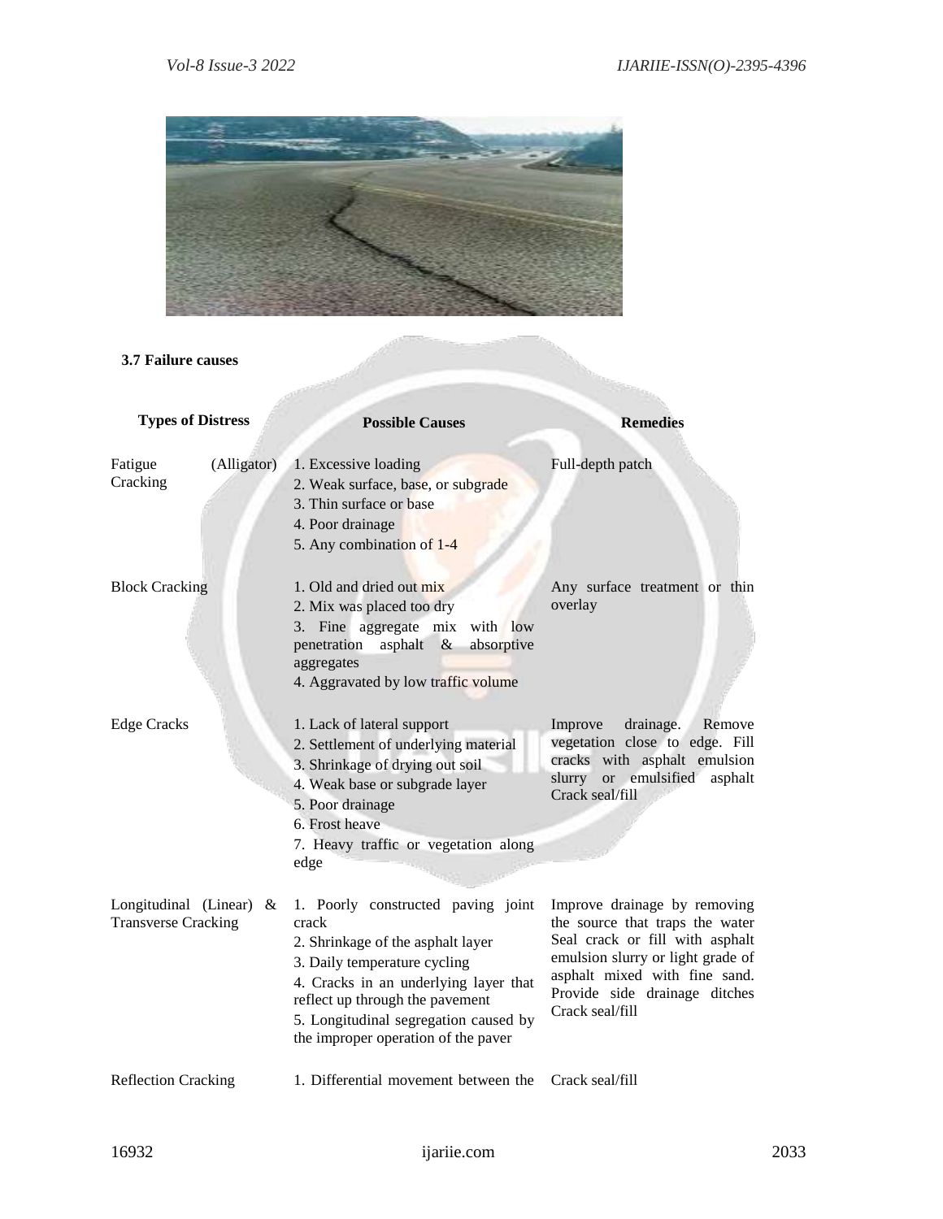### 3.7 Failure causes

| Types of Distress | Possible Causes | Remedies |
|---|---|---|
| Fatigue (Alligator) Cracking | 1. Excessive loading<br>2. Weak surface, base, or subgrade<br>3. Thin surface or base<br>4. Poor drainage<br>5. Any combination of 1-4 | Full-depth patch |
| Block Cracking | 1. Old and dried out mix<br>2. Mix was placed too dry<br>3. Fine aggregate mix with low penetration asphalt & absorptive aggregates<br>4. Aggravated by low traffic volume | Any surface treatment or thin overlay |
| Edge Cracks | 1. Lack of lateral support<br>2. Settlement of underlying material<br>3. Shrinkage of drying out soil<br>4. Weak base or subgrade layer<br>5. Poor drainage<br>6. Frost heave<br>7. Heavy traffic or vegetation along edge | Improve drainage. Remove vegetation close to edge. Fill cracks with asphalt emulsion slurry or emulsified asphalt Crack seal/fill |
| Longitudinal (Linear) & Transverse Cracking | 1. Poorly constructed paving joint crack<br>2. Shrinkage of the asphalt layer<br>3. Daily temperature cycling<br>4. Cracks in an underlying layer that reflect up through the pavement<br>5. Longitudinal segregation caused by the improper operation of the paver | Improve drainage by removing the source that traps the water Seal crack or fill with asphalt emulsion slurry or light grade of asphalt mixed with fine sand. Provide side drainage ditches Crack seal/fill |
| Reflection Cracking | 1. Differential movement between the | Crack seal/fill |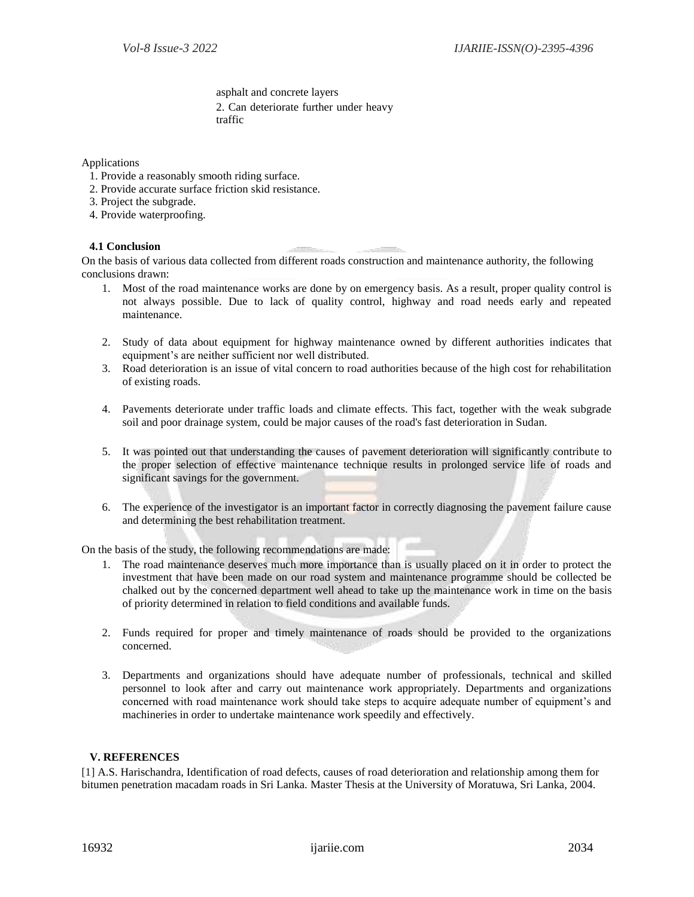asphalt and concrete layers
2. Can deteriorate further under heavy traffic

Applications

1. Provide a reasonably smooth riding surface.
2. Provide accurate surface friction skid resistance.
3. Project the subgrade.
4. Provide waterproofing.

### 4.1 Conclusion

On the basis of various data collected from different roads construction and maintenance authority, the following conclusions drawn:

1. Most of the road maintenance works are done by on emergency basis. As a result, proper quality control is not always possible. Due to lack of quality control, highway and road needs early and repeated maintenance.
2. Study of data about equipment for highway maintenance owned by different authorities indicates that equipment's are neither sufficient nor well distributed.
3. Road deterioration is an issue of vital concern to road authorities because of the high cost for rehabilitation of existing roads.
4. Pavements deteriorate under traffic loads and climate effects. This fact, together with the weak subgrade soil and poor drainage system, could be major causes of the road's fast deterioration in Sudan.
5. It was pointed out that understanding the causes of pavement deterioration will significantly contribute to the proper selection of effective maintenance technique results in prolonged service life of roads and significant savings for the government.
6. The experience of the investigator is an important factor in correctly diagnosing the pavement failure cause and determining the best rehabilitation treatment.

On the basis of the study, the following recommendations are made:

1. The road maintenance deserves much more importance than is usually placed on it in order to protect the investment that have been made on our road system and maintenance programme should be collected be chalked out by the concerned department well ahead to take up the maintenance work in time on the basis of priority determined in relation to field conditions and available funds.
2. Funds required for proper and timely maintenance of roads should be provided to the organizations concerned.
3. Departments and organizations should have adequate number of professionals, technical and skilled personnel to look after and carry out maintenance work appropriately. Departments and organizations concerned with road maintenance work should take steps to acquire adequate number of equipment's and machineries in order to undertake maintenance work speedily and effectively.

## V. REFERENCES

[1] A.S. Harischandra, Identification of road defects, causes of road deterioration and relationship among them for bitumen penetration macadam roads in Sri Lanka. Master Thesis at the University of Moratuwa, Sri Lanka, 2004.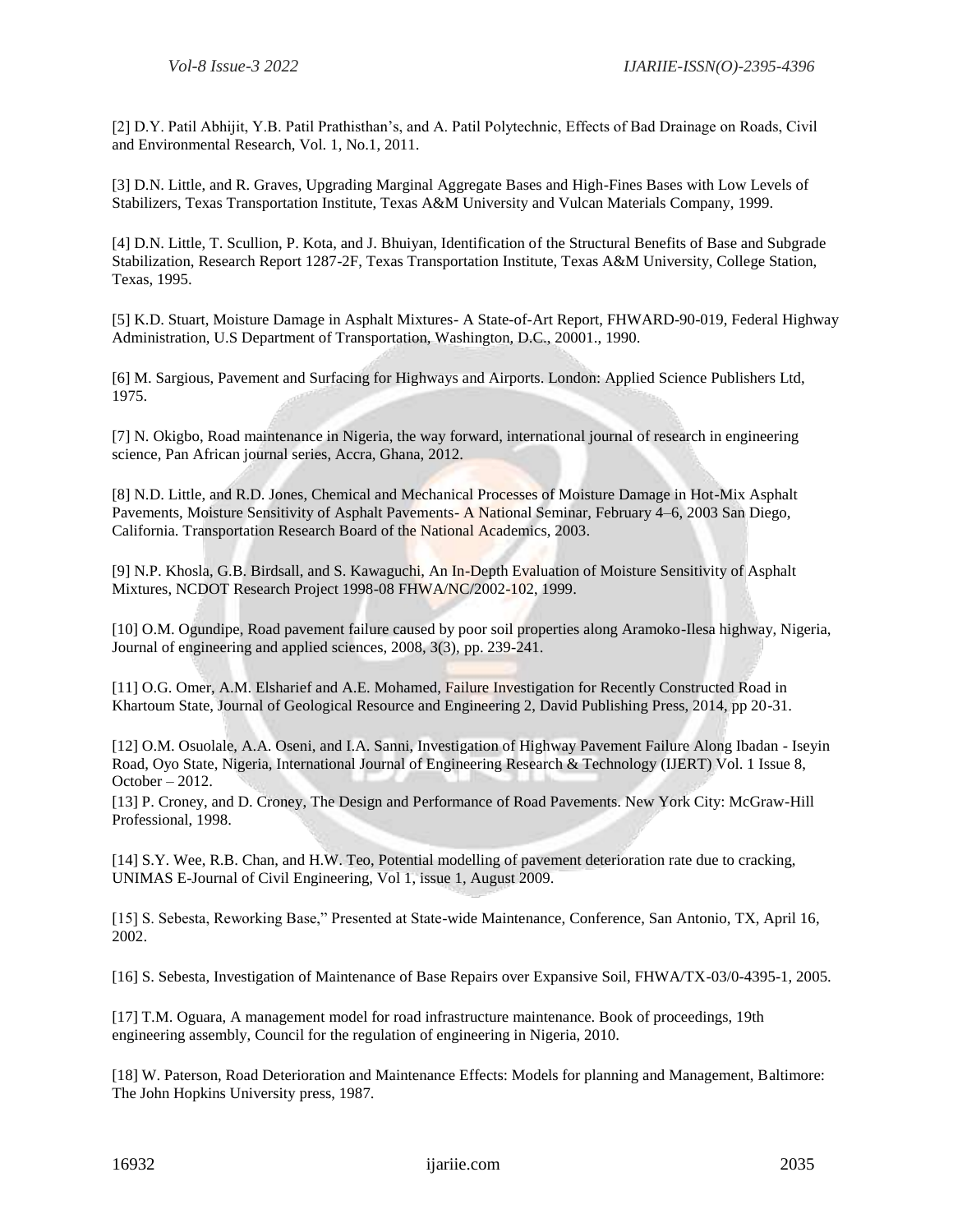[2] D.Y. Patil Abhijit, Y.B. Patil Prathisthan's, and A. Patil Polytechnic, Effects of Bad Drainage on Roads, Civil and Environmental Research, Vol. 1, No.1, 2011.

[3] D.N. Little, and R. Graves, Upgrading Marginal Aggregate Bases and High-Fines Bases with Low Levels of Stabilizers, Texas Transportation Institute, Texas A&M University and Vulcan Materials Company, 1999.

[4] D.N. Little, T. Scullion, P. Kota, and J. Bhuiyan, Identification of the Structural Benefits of Base and Subgrade Stabilization, Research Report 1287-2F, Texas Transportation Institute, Texas A&M University, College Station, Texas, 1995.

[5] K.D. Stuart, Moisture Damage in Asphalt Mixtures- A State-of-Art Report, FHWARD-90-019, Federal Highway Administration, U.S Department of Transportation, Washington, D.C., 20001., 1990.

[6] M. Sargious, Pavement and Surfacing for Highways and Airports. London: Applied Science Publishers Ltd, 1975.

[7] N. Okigbo, Road maintenance in Nigeria, the way forward, international journal of research in engineering science, Pan African journal series, Accra, Ghana, 2012.

[8] N.D. Little, and R.D. Jones, Chemical and Mechanical Processes of Moisture Damage in Hot-Mix Asphalt Pavements, Moisture Sensitivity of Asphalt Pavements- A National Seminar, February 4–6, 2003 San Diego, California. Transportation Research Board of the National Academics, 2003.

[9] N.P. Khosla, G.B. Birdsall, and S. Kawaguchi, An In-Depth Evaluation of Moisture Sensitivity of Asphalt Mixtures, NCDOT Research Project 1998-08 FHWA/NC/2002-102, 1999.

[10] O.M. Ogundipe, Road pavement failure caused by poor soil properties along Aramoko-Ilesa highway, Nigeria, Journal of engineering and applied sciences, 2008, 3(3), pp. 239-241.

[11] O.G. Omer, A.M. Elsharief and A.E. Mohamed, Failure Investigation for Recently Constructed Road in Khartoum State, Journal of Geological Resource and Engineering 2, David Publishing Press, 2014, pp 20-31.

[12] O.M. Osuolale, A.A. Oseni, and I.A. Sanni, Investigation of Highway Pavement Failure Along Ibadan - Iseyin Road, Oyo State, Nigeria, International Journal of Engineering Research & Technology (IJERT) Vol. 1 Issue 8, October – 2012.

[13] P. Croney, and D. Croney, The Design and Performance of Road Pavements. New York City: McGraw-Hill Professional, 1998.

[14] S.Y. Wee, R.B. Chan, and H.W. Teo, Potential modelling of pavement deterioration rate due to cracking, UNIMAS E-Journal of Civil Engineering, Vol 1, issue 1, August 2009.

[15] S. Sebesta, Reworking Base," Presented at State-wide Maintenance, Conference, San Antonio, TX, April 16, 2002.

[16] S. Sebesta, Investigation of Maintenance of Base Repairs over Expansive Soil, FHWA/TX-03/0-4395-1, 2005.

[17] T.M. Oguara, A management model for road infrastructure maintenance. Book of proceedings, 19th engineering assembly, Council for the regulation of engineering in Nigeria, 2010.

[18] W. Paterson, Road Deterioration and Maintenance Effects: Models for planning and Management, Baltimore: The John Hopkins University press, 1987.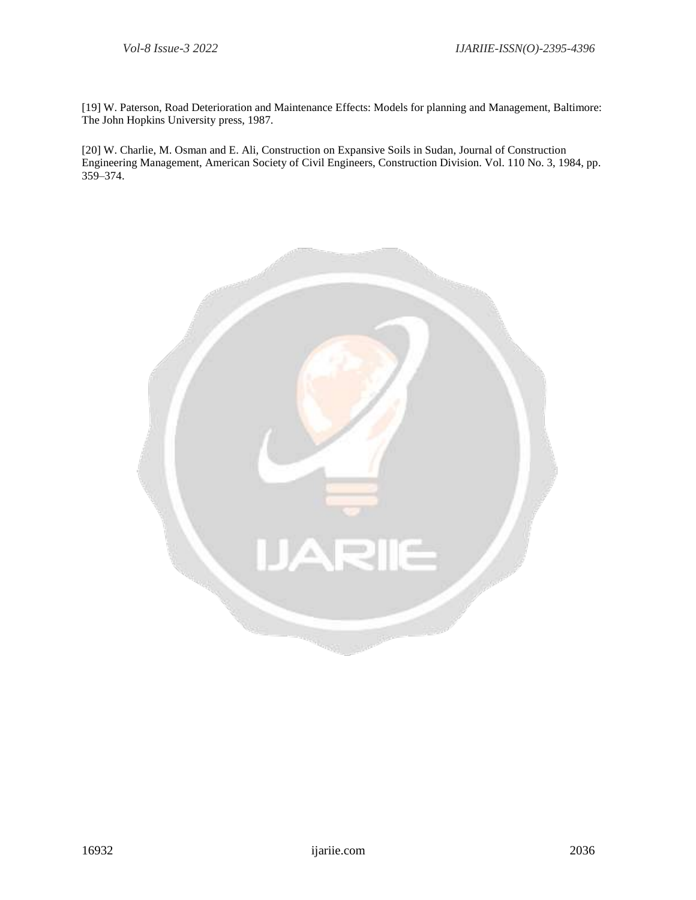[19] W. Paterson, Road Deterioration and Maintenance Effects: Models for planning and Management, Baltimore: The John Hopkins University press, 1987.

[20] W. Charlie, M. Osman and E. Ali, Construction on Expansive Soils in Sudan, Journal of Construction Engineering Management, American Society of Civil Engineers, Construction Division. Vol. 110 No. 3, 1984, pp. 359–374.